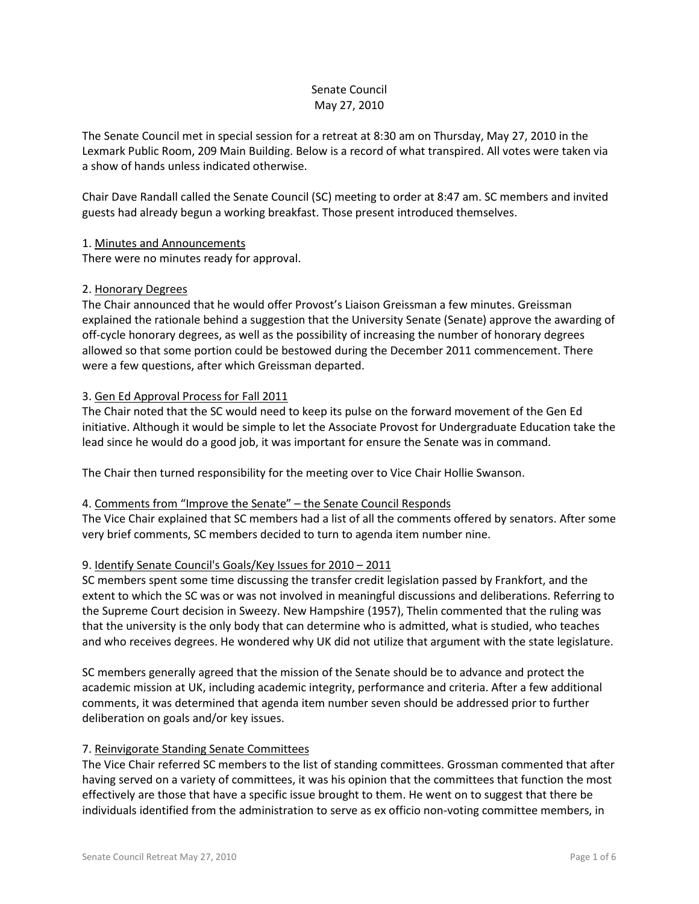# Senate Council
## May 27, 2010

The Senate Council met in special session for a retreat at 8:30 am on Thursday, May 27, 2010 in the Lexmark Public Room, 209 Main Building. Below is a record of what transpired. All votes were taken via a show of hands unless indicated otherwise.

Chair Dave Randall called the Senate Council (SC) meeting to order at 8:47 am. SC members and invited guests had already begun a working breakfast. Those present introduced themselves.

1. <u>Minutes and Announcements</u>
There were no minutes ready for approval.

2. <u>Honorary Degrees</u>
The Chair announced that he would offer Provost's Liaison Greissman a few minutes. Greissman explained the rationale behind a suggestion that the University Senate (Senate) approve the awarding of off-cycle honorary degrees, as well as the possibility of increasing the number of honorary degrees allowed so that some portion could be bestowed during the December 2011 commencement. There were a few questions, after which Greissman departed.

3. <u>Gen Ed Approval Process for Fall 2011</u>
The Chair noted that the SC would need to keep its pulse on the forward movement of the Gen Ed initiative. Although it would be simple to let the Associate Provost for Undergraduate Education take the lead since he would do a good job, it was important for ensure the Senate was in command.

The Chair then turned responsibility for the meeting over to Vice Chair Hollie Swanson.

4. <u>Comments from "Improve the Senate" – the Senate Council Responds</u>
The Vice Chair explained that SC members had a list of all the comments offered by senators. After some very brief comments, SC members decided to turn to agenda item number nine.

9. <u>Identify Senate Council's Goals/Key Issues for 2010 – 2011</u>
SC members spent some time discussing the transfer credit legislation passed by Frankfort, and the extent to which the SC was or was not involved in meaningful discussions and deliberations. Referring to the Supreme Court decision in Sweezy. New Hampshire (1957), Thelin commented that the ruling was that the university is the only body that can determine who is admitted, what is studied, who teaches and who receives degrees. He wondered why UK did not utilize that argument with the state legislature.

SC members generally agreed that the mission of the Senate should be to advance and protect the academic mission at UK, including academic integrity, performance and criteria. After a few additional comments, it was determined that agenda item number seven should be addressed prior to further deliberation on goals and/or key issues.

7. <u>Reinvigorate Standing Senate Committees</u>
The Vice Chair referred SC members to the list of standing committees. Grossman commented that after having served on a variety of committees, it was his opinion that the committees that function the most effectively are those that have a specific issue brought to them. He went on to suggest that there be individuals identified from the administration to serve as ex officio non-voting committee members, in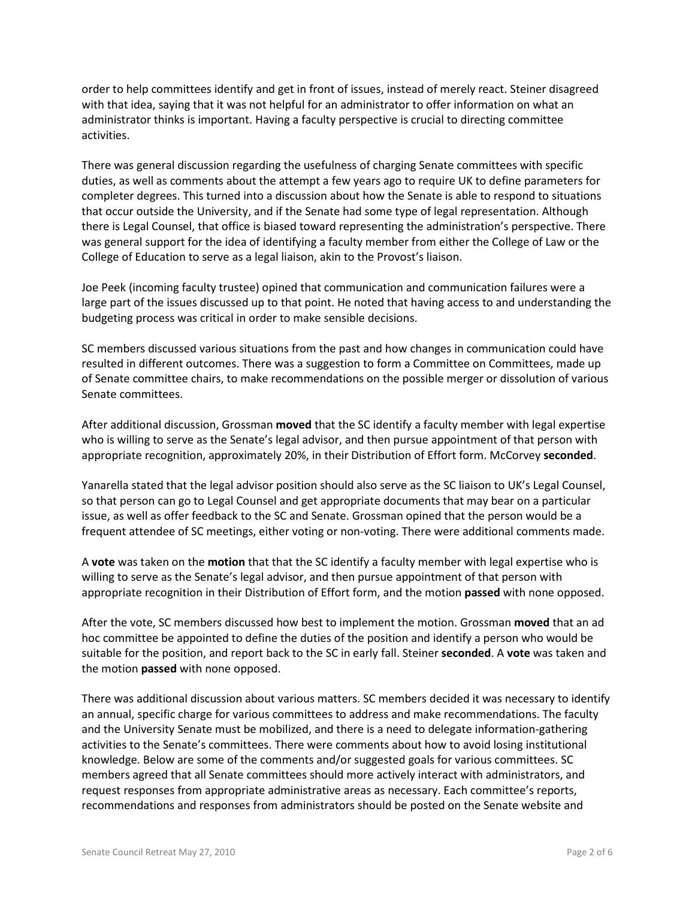order to help committees identify and get in front of issues, instead of merely react. Steiner disagreed with that idea, saying that it was not helpful for an administrator to offer information on what an administrator thinks is important. Having a faculty perspective is crucial to directing committee activities.

There was general discussion regarding the usefulness of charging Senate committees with specific duties, as well as comments about the attempt a few years ago to require UK to define parameters for completer degrees. This turned into a discussion about how the Senate is able to respond to situations that occur outside the University, and if the Senate had some type of legal representation. Although there is Legal Counsel, that office is biased toward representing the administration's perspective. There was general support for the idea of identifying a faculty member from either the College of Law or the College of Education to serve as a legal liaison, akin to the Provost's liaison.

Joe Peek (incoming faculty trustee) opined that communication and communication failures were a large part of the issues discussed up to that point. He noted that having access to and understanding the budgeting process was critical in order to make sensible decisions.

SC members discussed various situations from the past and how changes in communication could have resulted in different outcomes. There was a suggestion to form a Committee on Committees, made up of Senate committee chairs, to make recommendations on the possible merger or dissolution of various Senate committees.

After additional discussion, Grossman **moved** that the SC identify a faculty member with legal expertise who is willing to serve as the Senate's legal advisor, and then pursue appointment of that person with appropriate recognition, approximately 20%, in their Distribution of Effort form. McCorvey **seconded**.

Yanarella stated that the legal advisor position should also serve as the SC liaison to UK's Legal Counsel, so that person can go to Legal Counsel and get appropriate documents that may bear on a particular issue, as well as offer feedback to the SC and Senate. Grossman opined that the person would be a frequent attendee of SC meetings, either voting or non-voting. There were additional comments made.

A **vote** was taken on the **motion** that that the SC identify a faculty member with legal expertise who is willing to serve as the Senate's legal advisor, and then pursue appointment of that person with appropriate recognition in their Distribution of Effort form, and the motion **passed** with none opposed.

After the vote, SC members discussed how best to implement the motion. Grossman **moved** that an ad hoc committee be appointed to define the duties of the position and identify a person who would be suitable for the position, and report back to the SC in early fall. Steiner **seconded**. A **vote** was taken and the motion **passed** with none opposed.

There was additional discussion about various matters. SC members decided it was necessary to identify an annual, specific charge for various committees to address and make recommendations. The faculty and the University Senate must be mobilized, and there is a need to delegate information-gathering activities to the Senate's committees. There were comments about how to avoid losing institutional knowledge. Below are some of the comments and/or suggested goals for various committees. SC members agreed that all Senate committees should more actively interact with administrators, and request responses from appropriate administrative areas as necessary. Each committee's reports, recommendations and responses from administrators should be posted on the Senate website and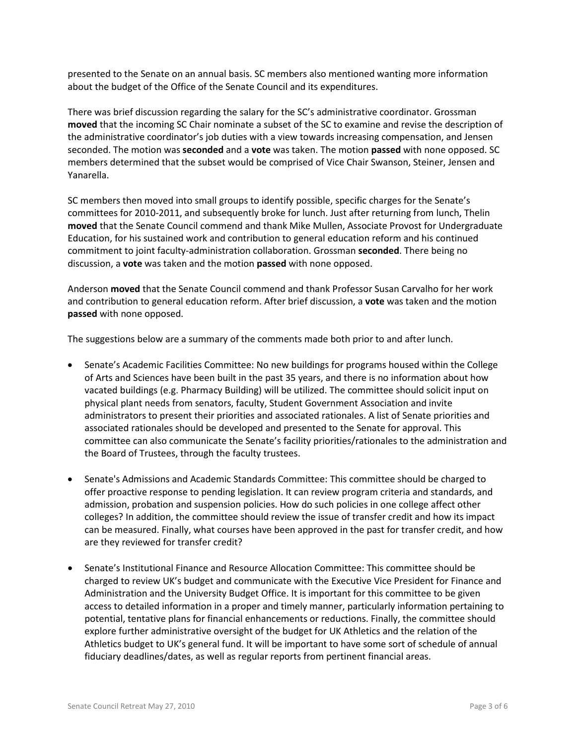presented to the Senate on an annual basis. SC members also mentioned wanting more information about the budget of the Office of the Senate Council and its expenditures.

There was brief discussion regarding the salary for the SC's administrative coordinator. Grossman **moved** that the incoming SC Chair nominate a subset of the SC to examine and revise the description of the administrative coordinator's job duties with a view towards increasing compensation, and Jensen seconded. The motion was **seconded** and a **vote** was taken. The motion **passed** with none opposed. SC members determined that the subset would be comprised of Vice Chair Swanson, Steiner, Jensen and Yanarella.

SC members then moved into small groups to identify possible, specific charges for the Senate's committees for 2010-2011, and subsequently broke for lunch. Just after returning from lunch, Thelin **moved** that the Senate Council commend and thank Mike Mullen, Associate Provost for Undergraduate Education, for his sustained work and contribution to general education reform and his continued commitment to joint faculty-administration collaboration. Grossman **seconded**. There being no discussion, a **vote** was taken and the motion **passed** with none opposed.

Anderson **moved** that the Senate Council commend and thank Professor Susan Carvalho for her work and contribution to general education reform. After brief discussion, a **vote** was taken and the motion **passed** with none opposed.

The suggestions below are a summary of the comments made both prior to and after lunch.

- Senate's Academic Facilities Committee: No new buildings for programs housed within the College of Arts and Sciences have been built in the past 35 years, and there is no information about how vacated buildings (e.g. Pharmacy Building) will be utilized. The committee should solicit input on physical plant needs from senators, faculty, Student Government Association and invite administrators to present their priorities and associated rationales. A list of Senate priorities and associated rationales should be developed and presented to the Senate for approval. This committee can also communicate the Senate's facility priorities/rationales to the administration and the Board of Trustees, through the faculty trustees.

- Senate's Admissions and Academic Standards Committee: This committee should be charged to offer proactive response to pending legislation. It can review program criteria and standards, and admission, probation and suspension policies. How do such policies in one college affect other colleges? In addition, the committee should review the issue of transfer credit and how its impact can be measured. Finally, what courses have been approved in the past for transfer credit, and how are they reviewed for transfer credit?

- Senate's Institutional Finance and Resource Allocation Committee: This committee should be charged to review UK's budget and communicate with the Executive Vice President for Finance and Administration and the University Budget Office. It is important for this committee to be given access to detailed information in a proper and timely manner, particularly information pertaining to potential, tentative plans for financial enhancements or reductions. Finally, the committee should explore further administrative oversight of the budget for UK Athletics and the relation of the Athletics budget to UK's general fund. It will be important to have some sort of schedule of annual fiduciary deadlines/dates, as well as regular reports from pertinent financial areas.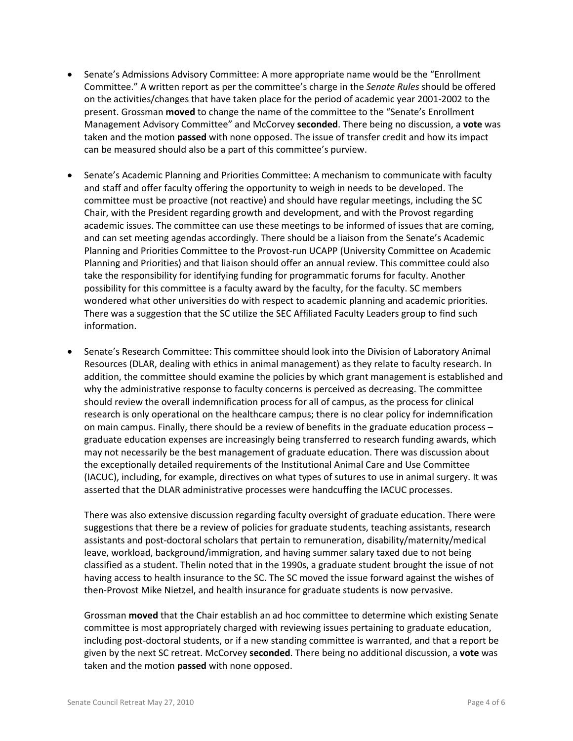- Senate's Admissions Advisory Committee: A more appropriate name would be the "Enrollment Committee." A written report as per the committee's charge in the *Senate Rules* should be offered on the activities/changes that have taken place for the period of academic year 2001-2002 to the present. Grossman **moved** to change the name of the committee to the "Senate's Enrollment Management Advisory Committee" and McCorvey **seconded**. There being no discussion, a **vote** was taken and the motion **passed** with none opposed. The issue of transfer credit and how its impact can be measured should also be a part of this committee's purview.

- Senate's Academic Planning and Priorities Committee: A mechanism to communicate with faculty and staff and offer faculty offering the opportunity to weigh in needs to be developed. The committee must be proactive (not reactive) and should have regular meetings, including the SC Chair, with the President regarding growth and development, and with the Provost regarding academic issues. The committee can use these meetings to be informed of issues that are coming, and can set meeting agendas accordingly. There should be a liaison from the Senate's Academic Planning and Priorities Committee to the Provost-run UCAPP (University Committee on Academic Planning and Priorities) and that liaison should offer an annual review. This committee could also take the responsibility for identifying funding for programmatic forums for faculty. Another possibility for this committee is a faculty award by the faculty, for the faculty. SC members wondered what other universities do with respect to academic planning and academic priorities. There was a suggestion that the SC utilize the SEC Affiliated Faculty Leaders group to find such information.

- Senate's Research Committee: This committee should look into the Division of Laboratory Animal Resources (DLAR, dealing with ethics in animal management) as they relate to faculty research. In addition, the committee should examine the policies by which grant management is established and why the administrative response to faculty concerns is perceived as decreasing. The committee should review the overall indemnification process for all of campus, as the process for clinical research is only operational on the healthcare campus; there is no clear policy for indemnification on main campus. Finally, there should be a review of benefits in the graduate education process – graduate education expenses are increasingly being transferred to research funding awards, which may not necessarily be the best management of graduate education. There was discussion about the exceptionally detailed requirements of the Institutional Animal Care and Use Committee (IACUC), including, for example, directives on what types of sutures to use in animal surgery. It was asserted that the DLAR administrative processes were handcuffing the IACUC processes.

  There was also extensive discussion regarding faculty oversight of graduate education. There were suggestions that there be a review of policies for graduate students, teaching assistants, research assistants and post-doctoral scholars that pertain to remuneration, disability/maternity/medical leave, workload, background/immigration, and having summer salary taxed due to not being classified as a student. Thelin noted that in the 1990s, a graduate student brought the issue of not having access to health insurance to the SC. The SC moved the issue forward against the wishes of then-Provost Mike Nietzel, and health insurance for graduate students is now pervasive.

  Grossman **moved** that the Chair establish an ad hoc committee to determine which existing Senate committee is most appropriately charged with reviewing issues pertaining to graduate education, including post-doctoral students, or if a new standing committee is warranted, and that a report be given by the next SC retreat. McCorvey **seconded**. There being no additional discussion, a **vote** was taken and the motion **passed** with none opposed.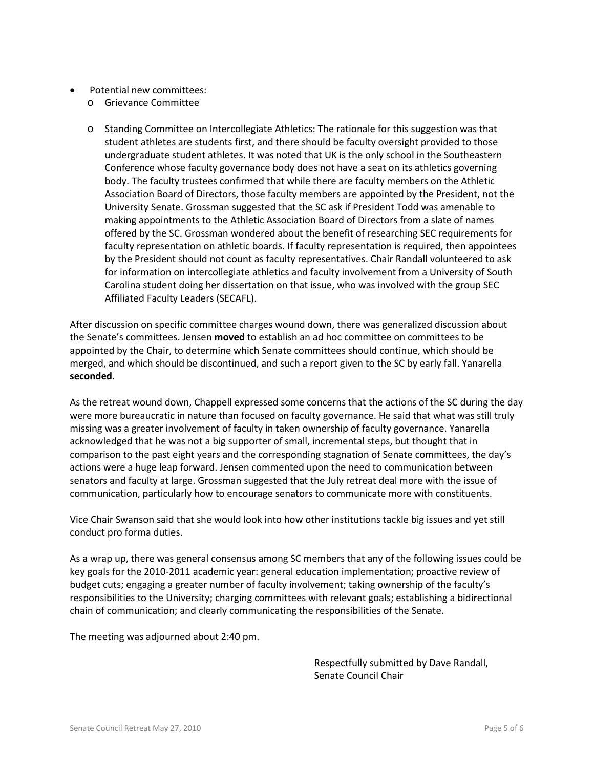- Potential new committees:
  - Grievance Committee
  - Standing Committee on Intercollegiate Athletics: The rationale for this suggestion was that student athletes are students first, and there should be faculty oversight provided to those undergraduate student athletes. It was noted that UK is the only school in the Southeastern Conference whose faculty governance body does not have a seat on its athletics governing body. The faculty trustees confirmed that while there are faculty members on the Athletic Association Board of Directors, those faculty members are appointed by the President, not the University Senate. Grossman suggested that the SC ask if President Todd was amenable to making appointments to the Athletic Association Board of Directors from a slate of names offered by the SC. Grossman wondered about the benefit of researching SEC requirements for faculty representation on athletic boards. If faculty representation is required, then appointees by the President should not count as faculty representatives. Chair Randall volunteered to ask for information on intercollegiate athletics and faculty involvement from a University of South Carolina student doing her dissertation on that issue, who was involved with the group SEC Affiliated Faculty Leaders (SECAFL).

After discussion on specific committee charges wound down, there was generalized discussion about the Senate's committees. Jensen **moved** to establish an ad hoc committee on committees to be appointed by the Chair, to determine which Senate committees should continue, which should be merged, and which should be discontinued, and such a report given to the SC by early fall. Yanarella **seconded**.

As the retreat wound down, Chappell expressed some concerns that the actions of the SC during the day were more bureaucratic in nature than focused on faculty governance. He said that what was still truly missing was a greater involvement of faculty in taken ownership of faculty governance. Yanarella acknowledged that he was not a big supporter of small, incremental steps, but thought that in comparison to the past eight years and the corresponding stagnation of Senate committees, the day's actions were a huge leap forward. Jensen commented upon the need to communication between senators and faculty at large. Grossman suggested that the July retreat deal more with the issue of communication, particularly how to encourage senators to communicate more with constituents.

Vice Chair Swanson said that she would look into how other institutions tackle big issues and yet still conduct pro forma duties.

As a wrap up, there was general consensus among SC members that any of the following issues could be key goals for the 2010-2011 academic year: general education implementation; proactive review of budget cuts; engaging a greater number of faculty involvement; taking ownership of the faculty's responsibilities to the University; charging committees with relevant goals; establishing a bidirectional chain of communication; and clearly communicating the responsibilities of the Senate.

The meeting was adjourned about 2:40 pm.

Respectfully submitted by Dave Randall,
Senate Council Chair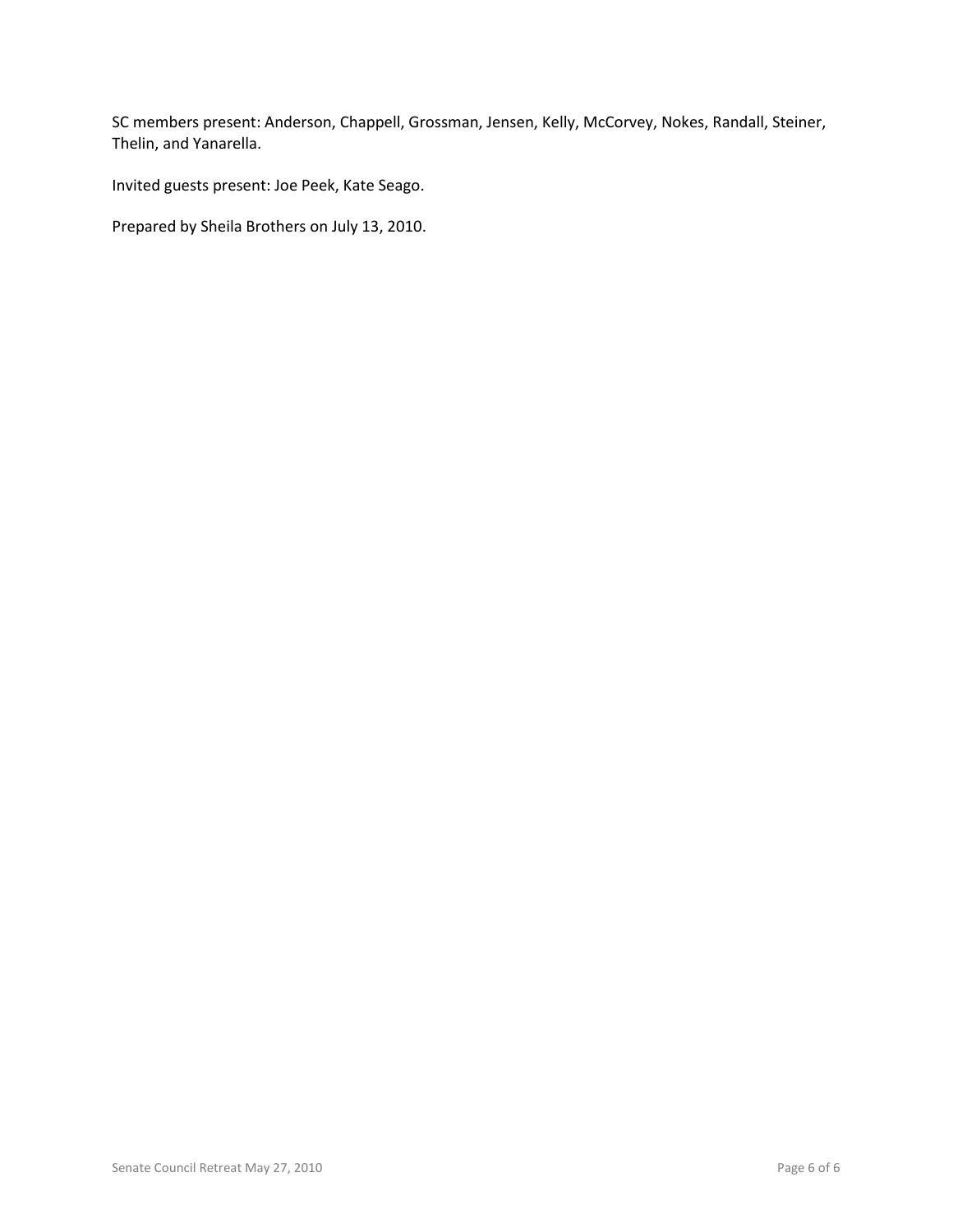SC members present: Anderson, Chappell, Grossman, Jensen, Kelly, McCorvey, Nokes, Randall, Steiner, Thelin, and Yanarella.

Invited guests present: Joe Peek, Kate Seago.

Prepared by Sheila Brothers on July 13, 2010.